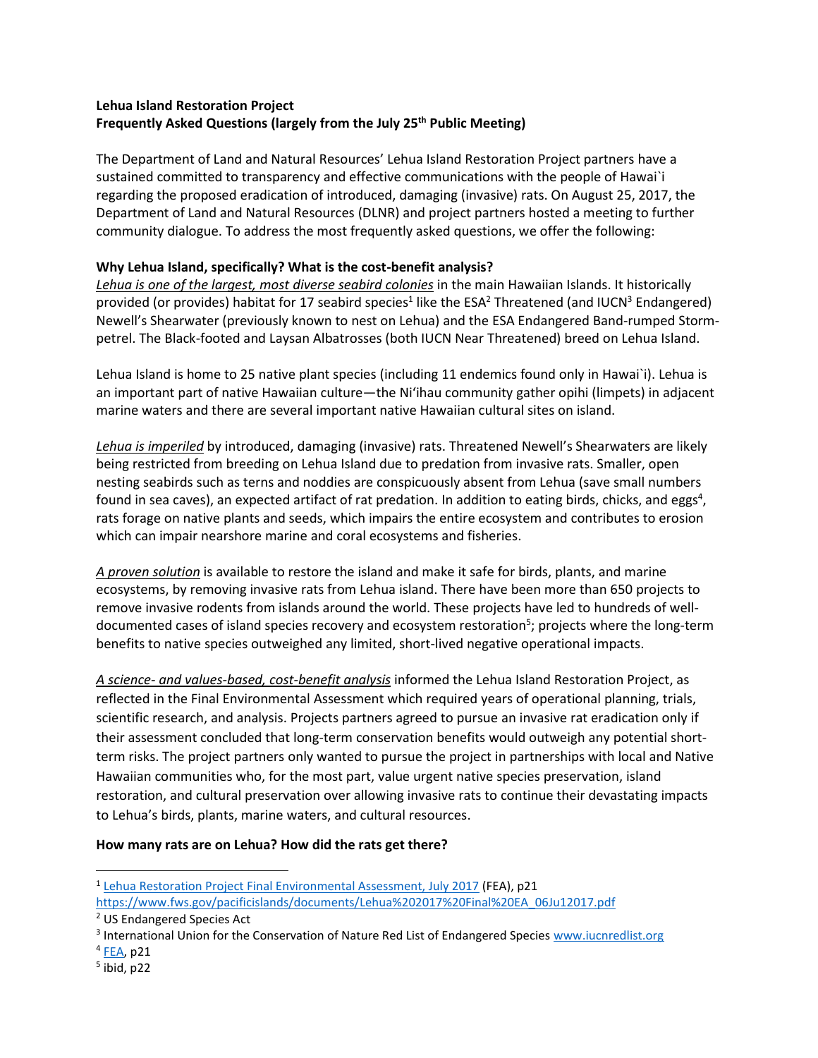**Lehua Island Restoration Project**
**Frequently Asked Questions (largely from the July 25th Public Meeting)**

The Department of Land and Natural Resources' Lehua Island Restoration Project partners have a sustained committed to transparency and effective communications with the people of Hawai`i regarding the proposed eradication of introduced, damaging (invasive) rats. On August 25, 2017, the Department of Land and Natural Resources (DLNR) and project partners hosted a meeting to further community dialogue. To address the most frequently asked questions, we offer the following:

**Why Lehua Island, specifically? What is the cost-benefit analysis?**

*Lehua is one of the largest, most diverse seabird colonies* in the main Hawaiian Islands. It historically provided (or provides) habitat for 17 seabird species[1] like the ESA[2] Threatened (and IUCN[3] Endangered) Newell's Shearwater (previously known to nest on Lehua) and the ESA Endangered Band-rumped Storm-petrel. The Black-footed and Laysan Albatrosses (both IUCN Near Threatened) breed on Lehua Island.

Lehua Island is home to 25 native plant species (including 11 endemics found only in Hawai`i). Lehua is an important part of native Hawaiian culture—the Ni'ihau community gather opihi (limpets) in adjacent marine waters and there are several important native Hawaiian cultural sites on island.

*Lehua is imperiled* by introduced, damaging (invasive) rats. Threatened Newell's Shearwaters are likely being restricted from breeding on Lehua Island due to predation from invasive rats. Smaller, open nesting seabirds such as terns and noddies are conspicuously absent from Lehua (save small numbers found in sea caves), an expected artifact of rat predation. In addition to eating birds, chicks, and eggs[4], rats forage on native plants and seeds, which impairs the entire ecosystem and contributes to erosion which can impair nearshore marine and coral ecosystems and fisheries.

*A proven solution* is available to restore the island and make it safe for birds, plants, and marine ecosystems, by removing invasive rats from Lehua island. There have been more than 650 projects to remove invasive rodents from islands around the world. These projects have led to hundreds of well-documented cases of island species recovery and ecosystem restoration[5]; projects where the long-term benefits to native species outweighed any limited, short-lived negative operational impacts.

*A science- and values-based, cost-benefit analysis* informed the Lehua Island Restoration Project, as reflected in the Final Environmental Assessment which required years of operational planning, trials, scientific research, and analysis. Projects partners agreed to pursue an invasive rat eradication only if their assessment concluded that long-term conservation benefits would outweigh any potential short-term risks. The project partners only wanted to pursue the project in partnerships with local and Native Hawaiian communities who, for the most part, value urgent native species preservation, island restoration, and cultural preservation over allowing invasive rats to continue their devastating impacts to Lehua's birds, plants, marine waters, and cultural resources.

**How many rats are on Lehua? How did the rats get there?**

---

[1] Lehua Restoration Project Final Environmental Assessment, July 2017 (FEA), p21
https://www.fws.gov/pacificislands/documents/Lehua%202017%20Final%20EA_06Ju12017.pdf

[2] US Endangered Species Act

[3] International Union for the Conservation of Nature Red List of Endangered Species www.iucnredlist.org

[4] FEA, p21

[5] ibid, p22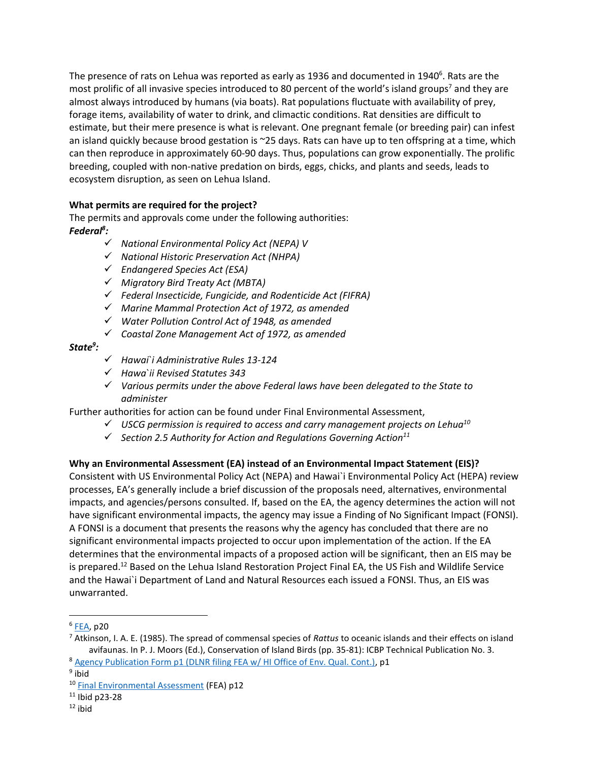The presence of rats on Lehua was reported as early as 1936 and documented in 1940[6]. Rats are the most prolific of all invasive species introduced to 80 percent of the world's island groups[7] and they are almost always introduced by humans (via boats). Rat populations fluctuate with availability of prey, forage items, availability of water to drink, and climactic conditions. Rat densities are difficult to estimate, but their mere presence is what is relevant. One pregnant female (or breeding pair) can infest an island quickly because brood gestation is ~25 days. Rats can have up to ten offspring at a time, which can then reproduce in approximately 60-90 days. Thus, populations can grow exponentially. The prolific breeding, coupled with non-native predation on birds, eggs, chicks, and plants and seeds, leads to ecosystem disruption, as seen on Lehua Island.

**What permits are required for the project?**

The permits and approvals come under the following authorities:

***Federal[8]:***

- ✓ *National Environmental Policy Act (NEPA) V*
- ✓ *National Historic Preservation Act (NHPA)*
- ✓ *Endangered Species Act (ESA)*
- ✓ *Migratory Bird Treaty Act (MBTA)*
- ✓ *Federal Insecticide, Fungicide, and Rodenticide Act (FIFRA)*
- ✓ *Marine Mammal Protection Act of 1972, as amended*
- ✓ *Water Pollution Control Act of 1948, as amended*
- ✓ *Coastal Zone Management Act of 1972, as amended*

***State[9]:***

- ✓ *Hawai`i Administrative Rules 13-124*
- ✓ *Hawa`ii Revised Statutes 343*
- ✓ *Various permits under the above Federal laws have been delegated to the State to administer*

Further authorities for action can be found under Final Environmental Assessment,

- ✓ *USCG permission is required to access and carry management projects on Lehua[10]*
- ✓ *Section 2.5 Authority for Action and Regulations Governing Action[11]*

**Why an Environmental Assessment (EA) instead of an Environmental Impact Statement (EIS)?**

Consistent with US Environmental Policy Act (NEPA) and Hawai`i Environmental Policy Act (HEPA) review processes, EA's generally include a brief discussion of the proposals need, alternatives, environmental impacts, and agencies/persons consulted. If, based on the EA, the agency determines the action will not have significant environmental impacts, the agency may issue a Finding of No Significant Impact (FONSI). A FONSI is a document that presents the reasons why the agency has concluded that there are no significant environmental impacts projected to occur upon implementation of the action. If the EA determines that the environmental impacts of a proposed action will be significant, then an EIS may be is prepared.[12] Based on the Lehua Island Restoration Project Final EA, the US Fish and Wildlife Service and the Hawai`i Department of Land and Natural Resources each issued a FONSI. Thus, an EIS was unwarranted.

---

[6] FEA, p20

[7] Atkinson, I. A. E. (1985). The spread of commensal species of *Rattus* to oceanic islands and their effects on island avifaunas. In P. J. Moors (Ed.), Conservation of Island Birds (pp. 35-81): ICBP Technical Publication No. 3.

[8] Agency Publication Form p1 (DLNR filing FEA w/ HI Office of Env. Qual. Cont.), p1

[9] ibid

[10] Final Environmental Assessment (FEA) p12

[11] Ibid p23-28

[12] ibid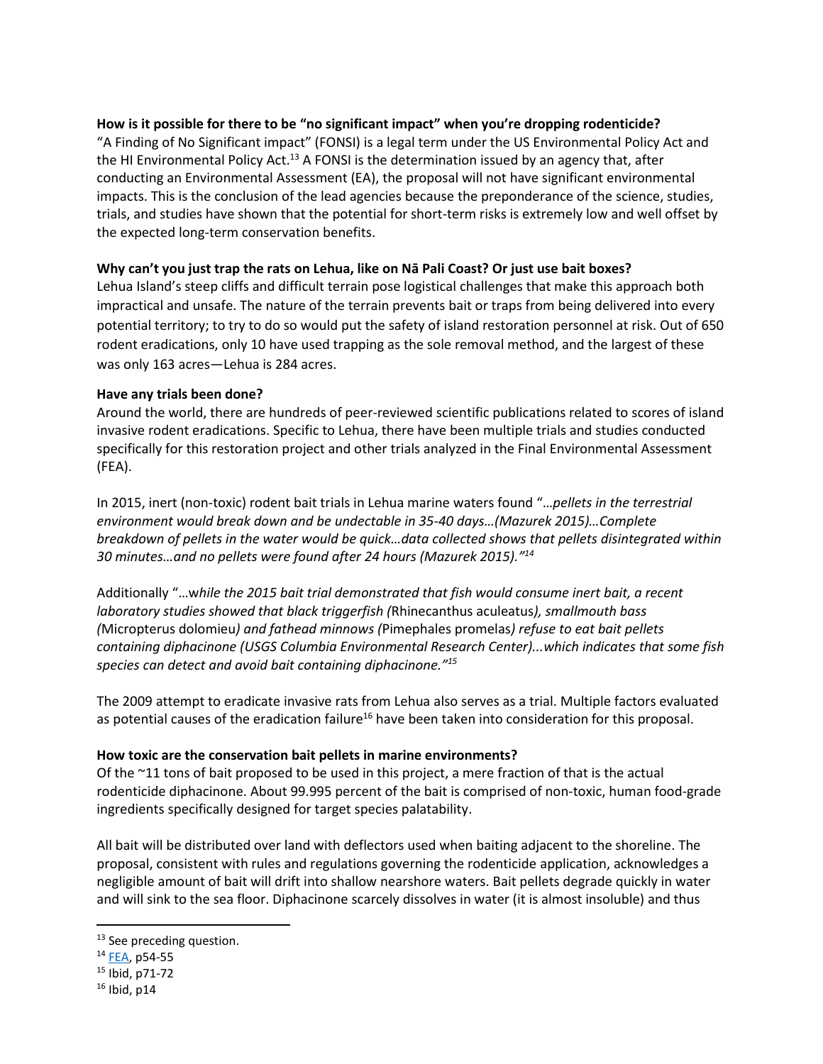**How is it possible for there to be "no significant impact" when you're dropping rodenticide?**

"A Finding of No Significant impact" (FONSI) is a legal term under the US Environmental Policy Act and the HI Environmental Policy Act.[13] A FONSI is the determination issued by an agency that, after conducting an Environmental Assessment (EA), the proposal will not have significant environmental impacts. This is the conclusion of the lead agencies because the preponderance of the science, studies, trials, and studies have shown that the potential for short-term risks is extremely low and well offset by the expected long-term conservation benefits.

**Why can't you just trap the rats on Lehua, like on Nā Pali Coast? Or just use bait boxes?**

Lehua Island's steep cliffs and difficult terrain pose logistical challenges that make this approach both impractical and unsafe. The nature of the terrain prevents bait or traps from being delivered into every potential territory; to try to do so would put the safety of island restoration personnel at risk. Out of 650 rodent eradications, only 10 have used trapping as the sole removal method, and the largest of these was only 163 acres—Lehua is 284 acres.

**Have any trials been done?**

Around the world, there are hundreds of peer-reviewed scientific publications related to scores of island invasive rodent eradications. Specific to Lehua, there have been multiple trials and studies conducted specifically for this restoration project and other trials analyzed in the Final Environmental Assessment (FEA).

In 2015, inert (non-toxic) rodent bait trials in Lehua marine waters found "…*pellets in the terrestrial environment would break down and be undectable in 35-40 days…(Mazurek 2015)…Complete breakdown of pellets in the water would be quick…data collected shows that pellets disintegrated within 30 minutes…and no pellets were found after 24 hours (Mazurek 2015)."*[14]

Additionally "…w*hile the 2015 bait trial demonstrated that fish would consume inert bait, a recent laboratory studies showed that black triggerfish (*Rhinecanthus aculeatus*), smallmouth bass (*Micropterus dolomieu*) and fathead minnows (*Pimephales promelas*) refuse to eat bait pellets containing diphacinone (USGS Columbia Environmental Research Center)...which indicates that some fish species can detect and avoid bait containing diphacinone."*[15]

The 2009 attempt to eradicate invasive rats from Lehua also serves as a trial. Multiple factors evaluated as potential causes of the eradication failure[16] have been taken into consideration for this proposal.

**How toxic are the conservation bait pellets in marine environments?**

Of the ~11 tons of bait proposed to be used in this project, a mere fraction of that is the actual rodenticide diphacinone. About 99.995 percent of the bait is comprised of non-toxic, human food-grade ingredients specifically designed for target species palatability.

All bait will be distributed over land with deflectors used when baiting adjacent to the shoreline. The proposal, consistent with rules and regulations governing the rodenticide application, acknowledges a negligible amount of bait will drift into shallow nearshore waters. Bait pellets degrade quickly in water and will sink to the sea floor. Diphacinone scarcely dissolves in water (it is almost insoluble) and thus

---

[13] See preceding question.

[14] FEA, p54-55

[15] Ibid, p71-72

[16] Ibid, p14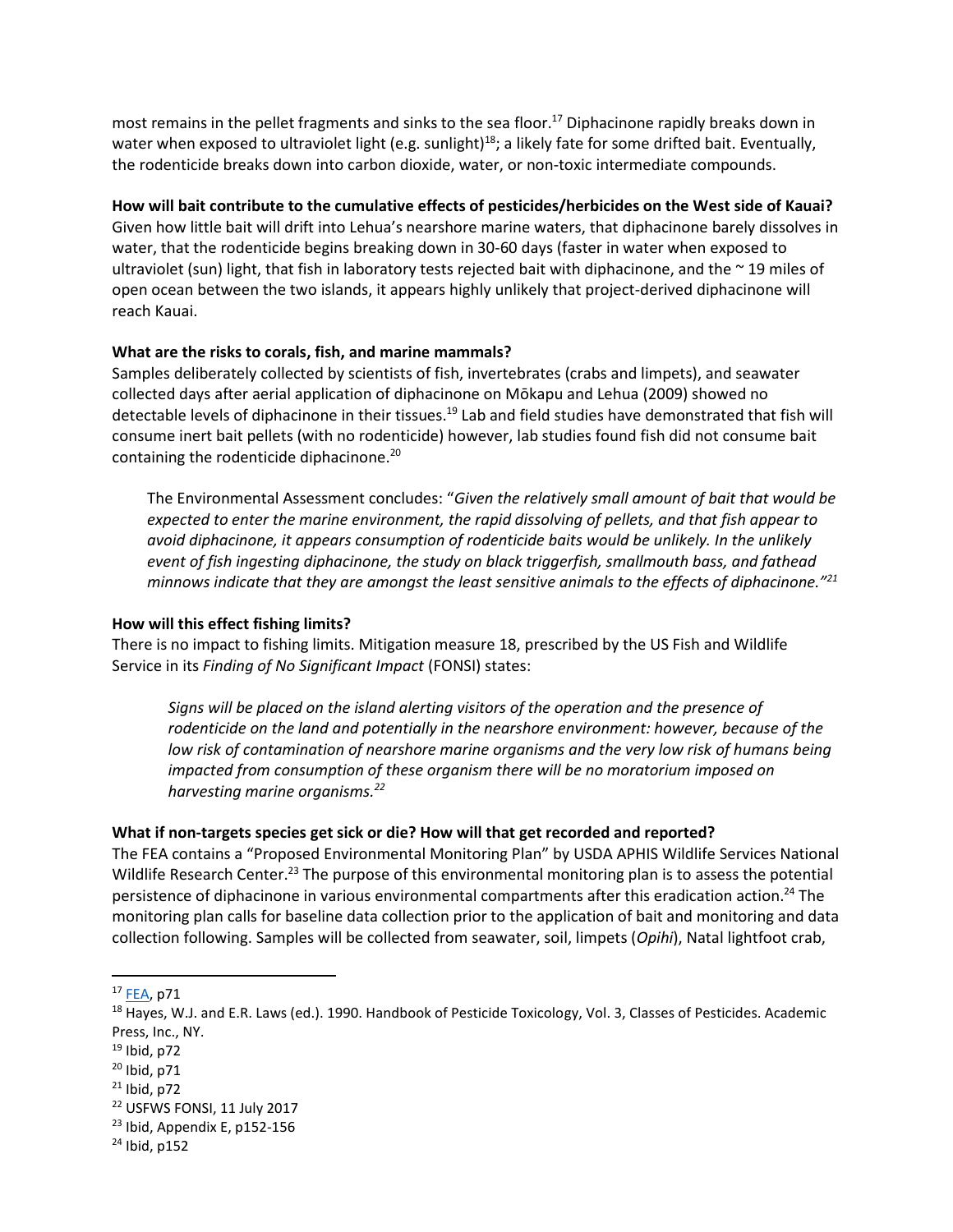most remains in the pellet fragments and sinks to the sea floor.[17] Diphacinone rapidly breaks down in water when exposed to ultraviolet light (e.g. sunlight)[18]; a likely fate for some drifted bait. Eventually, the rodenticide breaks down into carbon dioxide, water, or non-toxic intermediate compounds.

**How will bait contribute to the cumulative effects of pesticides/herbicides on the West side of Kauai?**
Given how little bait will drift into Lehua's nearshore marine waters, that diphacinone barely dissolves in water, that the rodenticide begins breaking down in 30-60 days (faster in water when exposed to ultraviolet (sun) light, that fish in laboratory tests rejected bait with diphacinone, and the ~ 19 miles of open ocean between the two islands, it appears highly unlikely that project-derived diphacinone will reach Kauai.

**What are the risks to corals, fish, and marine mammals?**
Samples deliberately collected by scientists of fish, invertebrates (crabs and limpets), and seawater collected days after aerial application of diphacinone on Mōkapu and Lehua (2009) showed no detectable levels of diphacinone in their tissues.[19] Lab and field studies have demonstrated that fish will consume inert bait pellets (with no rodenticide) however, lab studies found fish did not consume bait containing the rodenticide diphacinone.[20]

> The Environmental Assessment concludes: "*Given the relatively small amount of bait that would be expected to enter the marine environment, the rapid dissolving of pellets, and that fish appear to avoid diphacinone, it appears consumption of rodenticide baits would be unlikely. In the unlikely event of fish ingesting diphacinone, the study on black triggerfish, smallmouth bass, and fathead minnows indicate that they are amongst the least sensitive animals to the effects of diphacinone."*[21]

**How will this effect fishing limits?**
There is no impact to fishing limits. Mitigation measure 18, prescribed by the US Fish and Wildlife Service in its *Finding of No Significant Impact* (FONSI) states:

> *Signs will be placed on the island alerting visitors of the operation and the presence of rodenticide on the land and potentially in the nearshore environment: however, because of the low risk of contamination of nearshore marine organisms and the very low risk of humans being impacted from consumption of these organism there will be no moratorium imposed on harvesting marine organisms.*[22]

**What if non-targets species get sick or die? How will that get recorded and reported?**
The FEA contains a "Proposed Environmental Monitoring Plan" by USDA APHIS Wildlife Services National Wildlife Research Center.[23] The purpose of this environmental monitoring plan is to assess the potential persistence of diphacinone in various environmental compartments after this eradication action.[24] The monitoring plan calls for baseline data collection prior to the application of bait and monitoring and data collection following. Samples will be collected from seawater, soil, limpets (*Opihi*), Natal lightfoot crab,

---

[17] FEA, p71
[18] Hayes, W.J. and E.R. Laws (ed.). 1990. Handbook of Pesticide Toxicology, Vol. 3, Classes of Pesticides. Academic Press, Inc., NY.
[19] Ibid, p72
[20] Ibid, p71
[21] Ibid, p72
[22] USFWS FONSI, 11 July 2017
[23] Ibid, Appendix E, p152-156
[24] Ibid, p152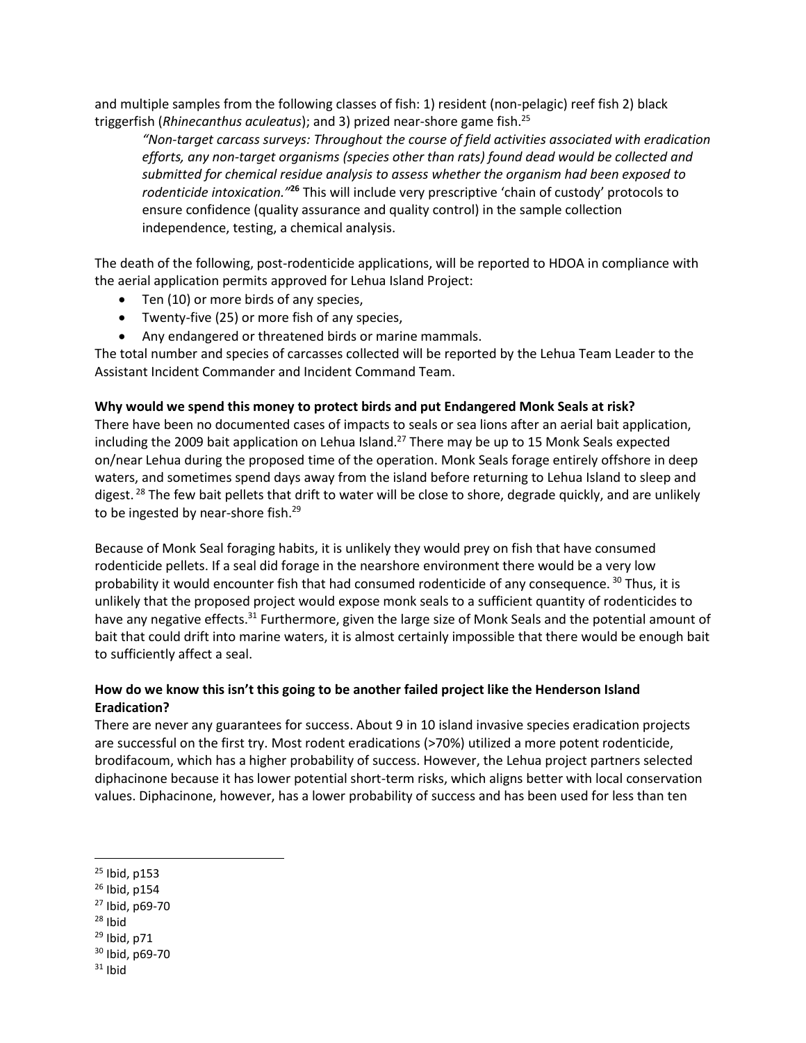and multiple samples from the following classes of fish: 1) resident (non-pelagic) reef fish 2) black triggerfish (*Rhinecanthus aculeatus*); and 3) prized near-shore game fish.[25]

> *"Non-target carcass surveys: Throughout the course of field activities associated with eradication efforts, any non-target organisms (species other than rats) found dead would be collected and submitted for chemical residue analysis to assess whether the organism had been exposed to rodenticide intoxication."*[26] This will include very prescriptive 'chain of custody' protocols to ensure confidence (quality assurance and quality control) in the sample collection independence, testing, a chemical analysis.

The death of the following, post-rodenticide applications, will be reported to HDOA in compliance with the aerial application permits approved for Lehua Island Project:

- Ten (10) or more birds of any species,
- Twenty-five (25) or more fish of any species,
- Any endangered or threatened birds or marine mammals.

The total number and species of carcasses collected will be reported by the Lehua Team Leader to the Assistant Incident Commander and Incident Command Team.

**Why would we spend this money to protect birds and put Endangered Monk Seals at risk?**

There have been no documented cases of impacts to seals or sea lions after an aerial bait application, including the 2009 bait application on Lehua Island.[27] There may be up to 15 Monk Seals expected on/near Lehua during the proposed time of the operation. Monk Seals forage entirely offshore in deep waters, and sometimes spend days away from the island before returning to Lehua Island to sleep and digest.[28] The few bait pellets that drift to water will be close to shore, degrade quickly, and are unlikely to be ingested by near-shore fish.[29]

Because of Monk Seal foraging habits, it is unlikely they would prey on fish that have consumed rodenticide pellets. If a seal did forage in the nearshore environment there would be a very low probability it would encounter fish that had consumed rodenticide of any consequence.[30] Thus, it is unlikely that the proposed project would expose monk seals to a sufficient quantity of rodenticides to have any negative effects.[31] Furthermore, given the large size of Monk Seals and the potential amount of bait that could drift into marine waters, it is almost certainly impossible that there would be enough bait to sufficiently affect a seal.

**How do we know this isn't this going to be another failed project like the Henderson Island Eradication?**

There are never any guarantees for success. About 9 in 10 island invasive species eradication projects are successful on the first try. Most rodent eradications (>70%) utilized a more potent rodenticide, brodifacoum, which has a higher probability of success. However, the Lehua project partners selected diphacinone because it has lower potential short-term risks, which aligns better with local conservation values. Diphacinone, however, has a lower probability of success and has been used for less than ten

---

[25] Ibid, p153

[26] Ibid, p154

[27] Ibid, p69-70

[28] Ibid

[29] Ibid, p71

[30] Ibid, p69-70

[31] Ibid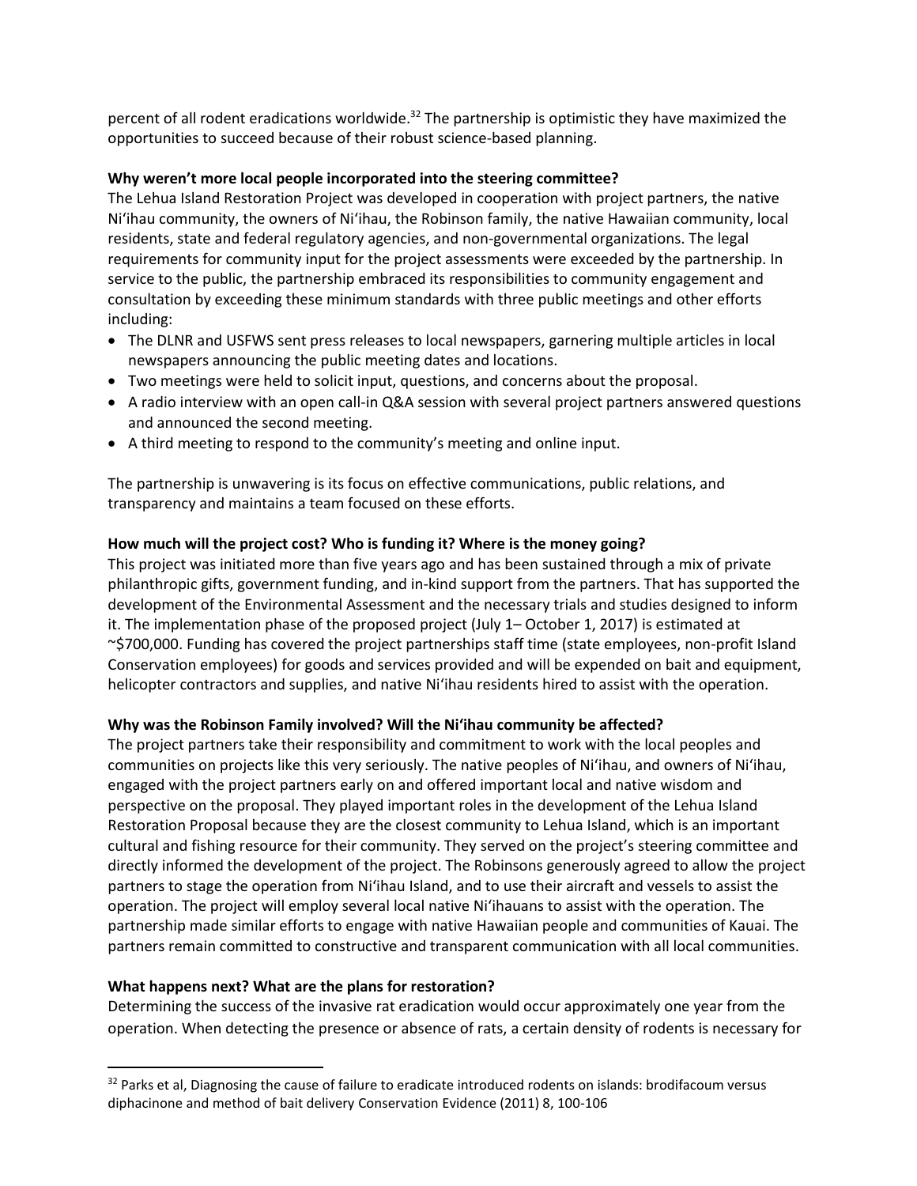percent of all rodent eradications worldwide.[32] The partnership is optimistic they have maximized the opportunities to succeed because of their robust science-based planning.

**Why weren't more local people incorporated into the steering committee?**

The Lehua Island Restoration Project was developed in cooperation with project partners, the native Ni'ihau community, the owners of Ni'ihau, the Robinson family, the native Hawaiian community, local residents, state and federal regulatory agencies, and non-governmental organizations. The legal requirements for community input for the project assessments were exceeded by the partnership. In service to the public, the partnership embraced its responsibilities to community engagement and consultation by exceeding these minimum standards with three public meetings and other efforts including:

- The DLNR and USFWS sent press releases to local newspapers, garnering multiple articles in local newspapers announcing the public meeting dates and locations.
- Two meetings were held to solicit input, questions, and concerns about the proposal.
- A radio interview with an open call-in Q&A session with several project partners answered questions and announced the second meeting.
- A third meeting to respond to the community's meeting and online input.

The partnership is unwavering is its focus on effective communications, public relations, and transparency and maintains a team focused on these efforts.

**How much will the project cost? Who is funding it? Where is the money going?**

This project was initiated more than five years ago and has been sustained through a mix of private philanthropic gifts, government funding, and in-kind support from the partners. That has supported the development of the Environmental Assessment and the necessary trials and studies designed to inform it. The implementation phase of the proposed project (July 1– October 1, 2017) is estimated at ~$700,000. Funding has covered the project partnerships staff time (state employees, non-profit Island Conservation employees) for goods and services provided and will be expended on bait and equipment, helicopter contractors and supplies, and native Ni'ihau residents hired to assist with the operation.

**Why was the Robinson Family involved? Will the Ni'ihau community be affected?**

The project partners take their responsibility and commitment to work with the local peoples and communities on projects like this very seriously. The native peoples of Ni'ihau, and owners of Ni'ihau, engaged with the project partners early on and offered important local and native wisdom and perspective on the proposal. They played important roles in the development of the Lehua Island Restoration Proposal because they are the closest community to Lehua Island, which is an important cultural and fishing resource for their community. They served on the project's steering committee and directly informed the development of the project. The Robinsons generously agreed to allow the project partners to stage the operation from Ni'ihau Island, and to use their aircraft and vessels to assist the operation. The project will employ several local native Ni'ihauans to assist with the operation. The partnership made similar efforts to engage with native Hawaiian people and communities of Kauai. The partners remain committed to constructive and transparent communication with all local communities.

**What happens next? What are the plans for restoration?**

Determining the success of the invasive rat eradication would occur approximately one year from the operation. When detecting the presence or absence of rats, a certain density of rodents is necessary for

[32] Parks et al, Diagnosing the cause of failure to eradicate introduced rodents on islands: brodifacoum versus diphacinone and method of bait delivery Conservation Evidence (2011) 8, 100-106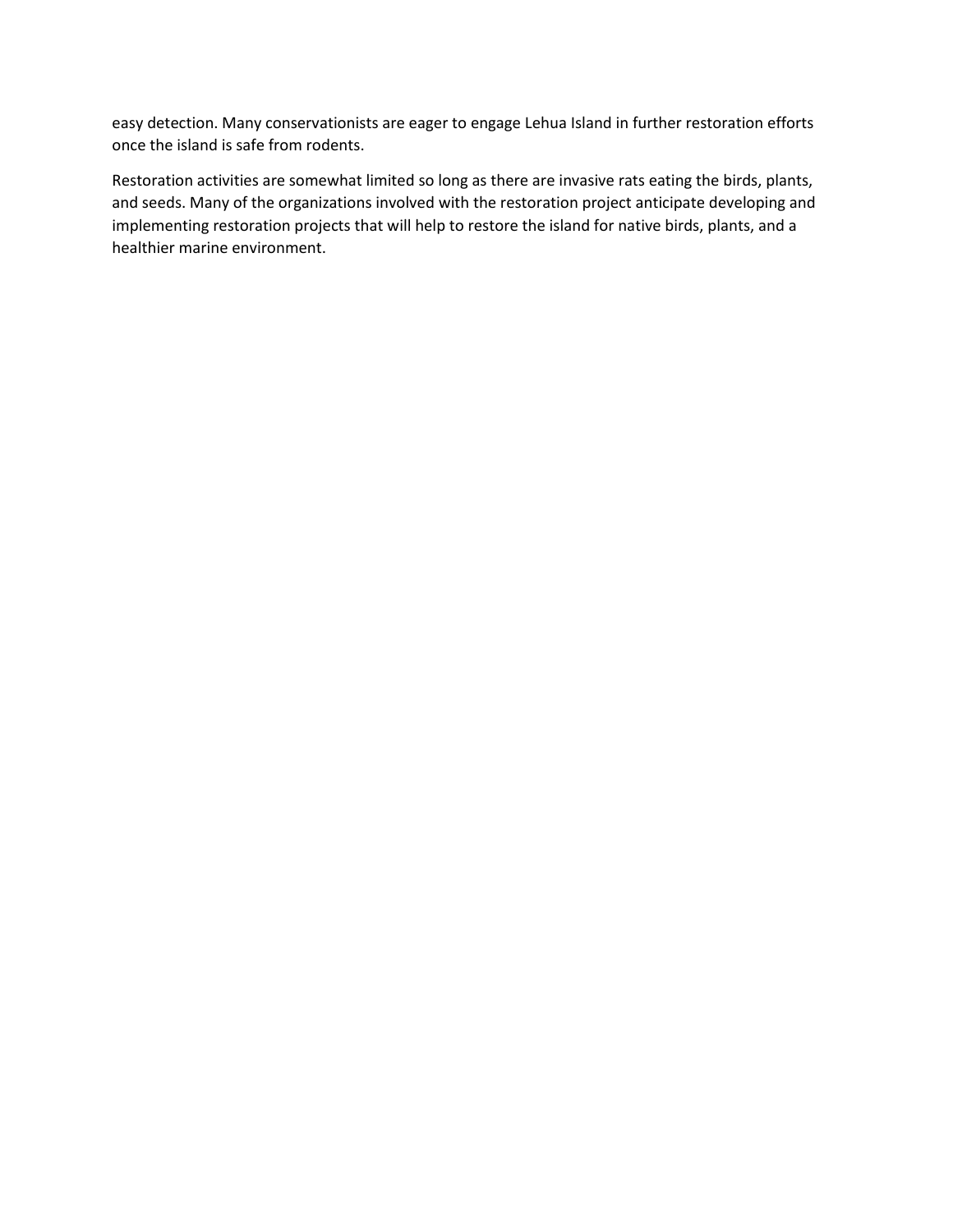easy detection. Many conservationists are eager to engage Lehua Island in further restoration efforts once the island is safe from rodents.

Restoration activities are somewhat limited so long as there are invasive rats eating the birds, plants, and seeds. Many of the organizations involved with the restoration project anticipate developing and implementing restoration projects that will help to restore the island for native birds, plants, and a healthier marine environment.